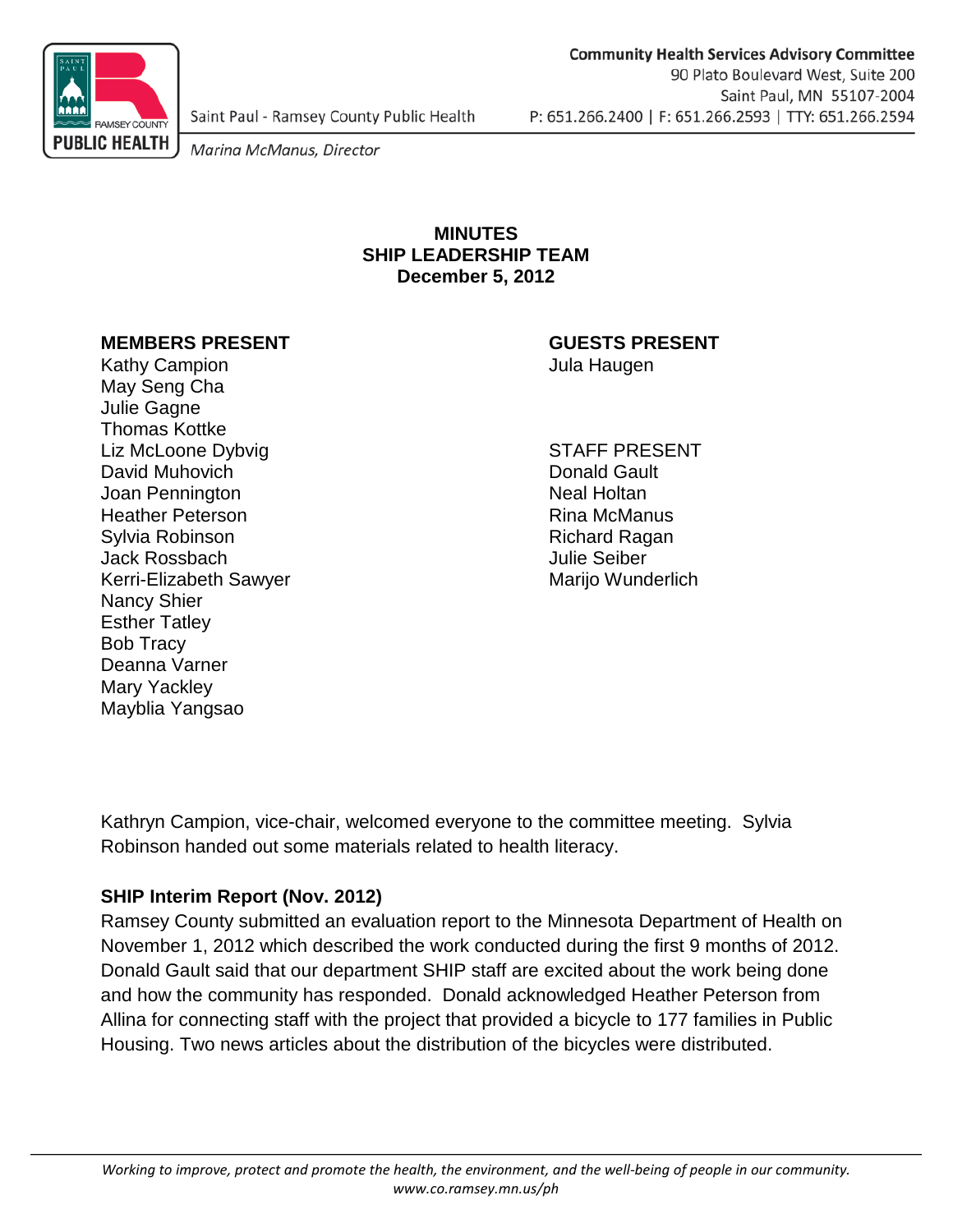Community Health Services Advisory Committee
90 Plato Boulevard West, Suite 200
Saint Paul, MN 55107-2004
P: 651.266.2400 | F: 651.266.2593 | TTY: 651.266.2594

Saint Paul - Ramsey County Public Health

*Marina McManus, Director*

# MINUTES
# SHIP LEADERSHIP TEAM
# December 5, 2012

**MEMBERS PRESENT**

Kathy Campion
May Seng Cha
Julie Gagne
Thomas Kottke
Liz McLoone Dybvig
David Muhovich
Joan Pennington
Heather Peterson
Sylvia Robinson
Jack Rossbach
Kerri-Elizabeth Sawyer
Nancy Shier
Esther Tatley
Bob Tracy
Deanna Varner
Mary Yackley
Mayblia Yangsao

**GUESTS PRESENT**

Jula Haugen

STAFF PRESENT

Donald Gault
Neal Holtan
Rina McManus
Richard Ragan
Julie Seiber
Marijo Wunderlich

Kathryn Campion, vice-chair, welcomed everyone to the committee meeting. Sylvia Robinson handed out some materials related to health literacy.

## SHIP Interim Report (Nov. 2012)

Ramsey County submitted an evaluation report to the Minnesota Department of Health on November 1, 2012 which described the work conducted during the first 9 months of 2012. Donald Gault said that our department SHIP staff are excited about the work being done and how the community has responded. Donald acknowledged Heather Peterson from Allina for connecting staff with the project that provided a bicycle to 177 families in Public Housing. Two news articles about the distribution of the bicycles were distributed.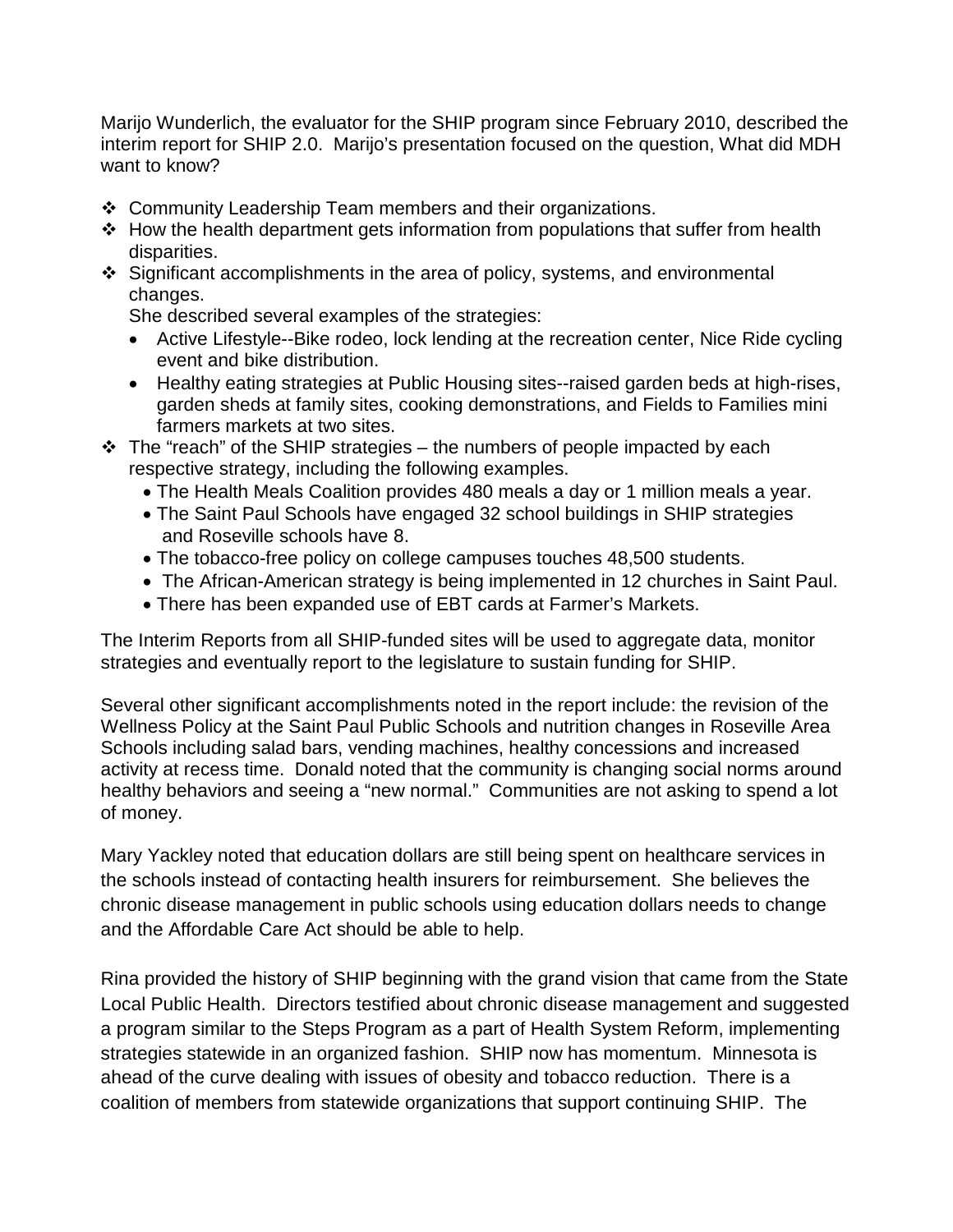Marijo Wunderlich, the evaluator for the SHIP program since February 2010, described the interim report for SHIP 2.0. Marijo's presentation focused on the question, What did MDH want to know?

- Community Leadership Team members and their organizations.
- How the health department gets information from populations that suffer from health disparities.
- Significant accomplishments in the area of policy, systems, and environmental changes.
  She described several examples of the strategies:
  - Active Lifestyle--Bike rodeo, lock lending at the recreation center, Nice Ride cycling event and bike distribution.
  - Healthy eating strategies at Public Housing sites--raised garden beds at high-rises, garden sheds at family sites, cooking demonstrations, and Fields to Families mini farmers markets at two sites.
- The "reach" of the SHIP strategies – the numbers of people impacted by each respective strategy, including the following examples.
  - The Health Meals Coalition provides 480 meals a day or 1 million meals a year.
  - The Saint Paul Schools have engaged 32 school buildings in SHIP strategies and Roseville schools have 8.
  - The tobacco-free policy on college campuses touches 48,500 students.
  - The African-American strategy is being implemented in 12 churches in Saint Paul.
  - There has been expanded use of EBT cards at Farmer's Markets.

The Interim Reports from all SHIP-funded sites will be used to aggregate data, monitor strategies and eventually report to the legislature to sustain funding for SHIP.

Several other significant accomplishments noted in the report include: the revision of the Wellness Policy at the Saint Paul Public Schools and nutrition changes in Roseville Area Schools including salad bars, vending machines, healthy concessions and increased activity at recess time. Donald noted that the community is changing social norms around healthy behaviors and seeing a "new normal." Communities are not asking to spend a lot of money.

Mary Yackley noted that education dollars are still being spent on healthcare services in the schools instead of contacting health insurers for reimbursement. She believes the chronic disease management in public schools using education dollars needs to change and the Affordable Care Act should be able to help.

Rina provided the history of SHIP beginning with the grand vision that came from the State Local Public Health. Directors testified about chronic disease management and suggested a program similar to the Steps Program as a part of Health System Reform, implementing strategies statewide in an organized fashion. SHIP now has momentum. Minnesota is ahead of the curve dealing with issues of obesity and tobacco reduction. There is a coalition of members from statewide organizations that support continuing SHIP. The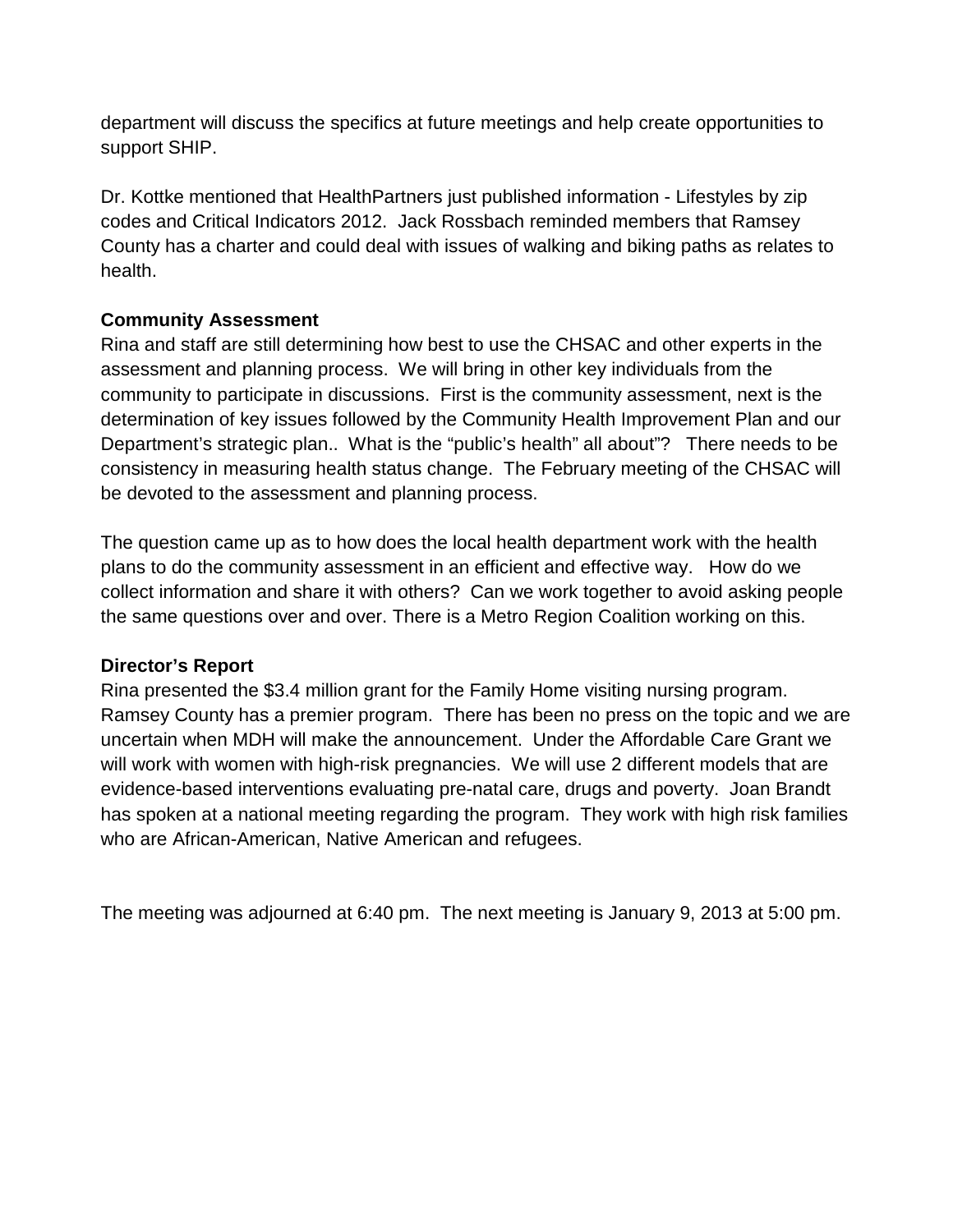department will discuss the specifics at future meetings and help create opportunities to support SHIP.

Dr. Kottke mentioned that HealthPartners just published information - Lifestyles by zip codes and Critical Indicators 2012. Jack Rossbach reminded members that Ramsey County has a charter and could deal with issues of walking and biking paths as relates to health.

**Community Assessment**
Rina and staff are still determining how best to use the CHSAC and other experts in the assessment and planning process. We will bring in other key individuals from the community to participate in discussions. First is the community assessment, next is the determination of key issues followed by the Community Health Improvement Plan and our Department's strategic plan.. What is the "public's health" all about"? There needs to be consistency in measuring health status change. The February meeting of the CHSAC will be devoted to the assessment and planning process.

The question came up as to how does the local health department work with the health plans to do the community assessment in an efficient and effective way. How do we collect information and share it with others? Can we work together to avoid asking people the same questions over and over. There is a Metro Region Coalition working on this.

**Director's Report**
Rina presented the $3.4 million grant for the Family Home visiting nursing program. Ramsey County has a premier program. There has been no press on the topic and we are uncertain when MDH will make the announcement. Under the Affordable Care Grant we will work with women with high-risk pregnancies. We will use 2 different models that are evidence-based interventions evaluating pre-natal care, drugs and poverty. Joan Brandt has spoken at a national meeting regarding the program. They work with high risk families who are African-American, Native American and refugees.

The meeting was adjourned at 6:40 pm. The next meeting is January 9, 2013 at 5:00 pm.